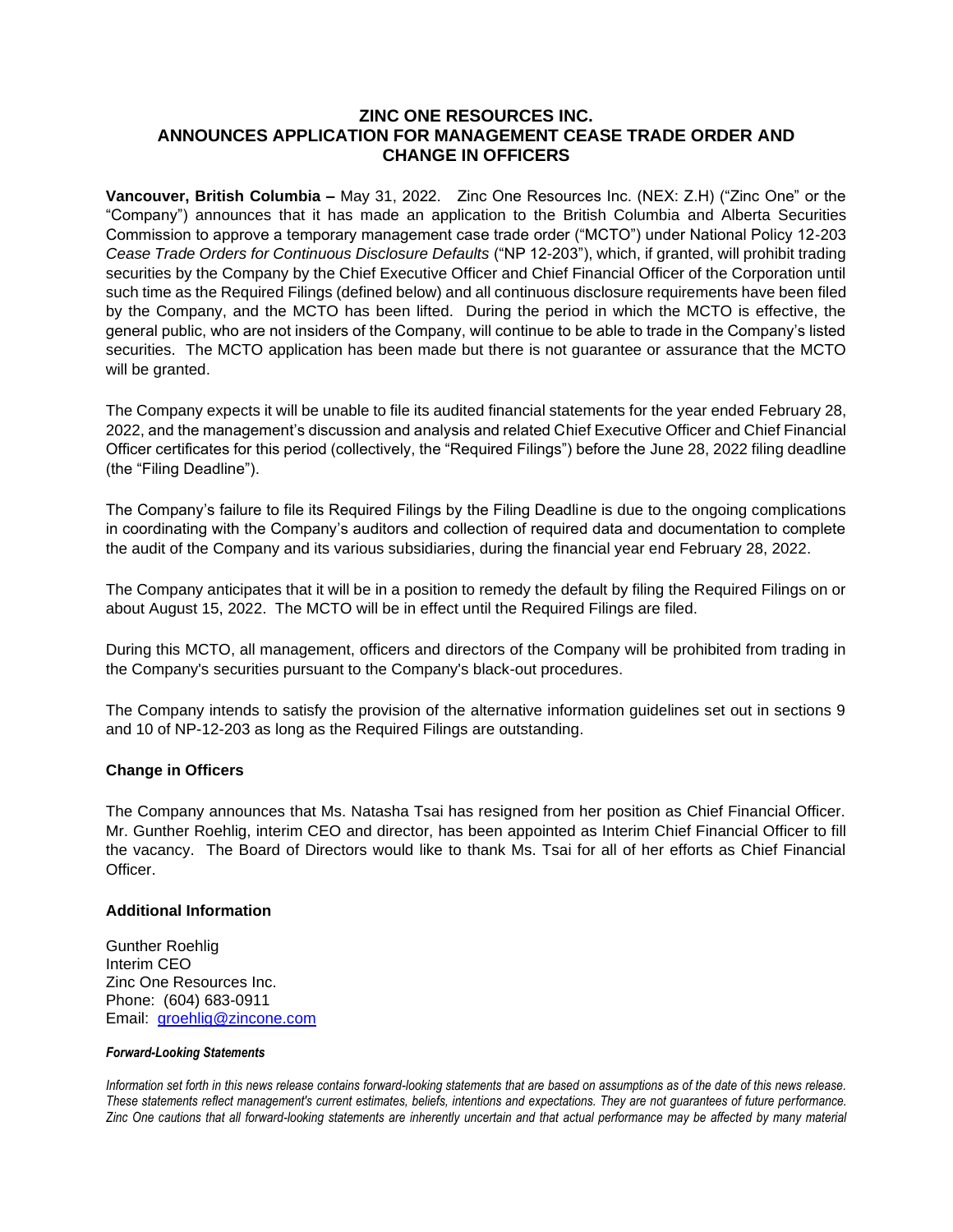# ZINC ONE RESOURCES INC.
# ANNOUNCES APPLICATION FOR MANAGEMENT CEASE TRADE ORDER AND CHANGE IN OFFICERS

**Vancouver, British Columbia –** May 31, 2022. Zinc One Resources Inc. (NEX: Z.H) ("Zinc One" or the "Company") announces that it has made an application to the British Columbia and Alberta Securities Commission to approve a temporary management case trade order ("MCTO") under National Policy 12-203 *Cease Trade Orders for Continuous Disclosure Defaults* ("NP 12-203"), which, if granted, will prohibit trading securities by the Company by the Chief Executive Officer and Chief Financial Officer of the Corporation until such time as the Required Filings (defined below) and all continuous disclosure requirements have been filed by the Company, and the MCTO has been lifted. During the period in which the MCTO is effective, the general public, who are not insiders of the Company, will continue to be able to trade in the Company's listed securities. The MCTO application has been made but there is not guarantee or assurance that the MCTO will be granted.

The Company expects it will be unable to file its audited financial statements for the year ended February 28, 2022, and the management's discussion and analysis and related Chief Executive Officer and Chief Financial Officer certificates for this period (collectively, the "Required Filings") before the June 28, 2022 filing deadline (the "Filing Deadline").

The Company's failure to file its Required Filings by the Filing Deadline is due to the ongoing complications in coordinating with the Company's auditors and collection of required data and documentation to complete the audit of the Company and its various subsidiaries, during the financial year end February 28, 2022.

The Company anticipates that it will be in a position to remedy the default by filing the Required Filings on or about August 15, 2022. The MCTO will be in effect until the Required Filings are filed.

During this MCTO, all management, officers and directors of the Company will be prohibited from trading in the Company's securities pursuant to the Company's black-out procedures.

The Company intends to satisfy the provision of the alternative information guidelines set out in sections 9 and 10 of NP-12-203 as long as the Required Filings are outstanding.

## Change in Officers

The Company announces that Ms. Natasha Tsai has resigned from her position as Chief Financial Officer. Mr. Gunther Roehlig, interim CEO and director, has been appointed as Interim Chief Financial Officer to fill the vacancy. The Board of Directors would like to thank Ms. Tsai for all of her efforts as Chief Financial Officer.

## Additional Information

Gunther Roehlig
Interim CEO
Zinc One Resources Inc.
Phone: (604) 683-0911
Email: groehlig@zincone.com

***Forward-Looking Statements***

*Information set forth in this news release contains forward-looking statements that are based on assumptions as of the date of this news release. These statements reflect management's current estimates, beliefs, intentions and expectations. They are not guarantees of future performance. Zinc One cautions that all forward-looking statements are inherently uncertain and that actual performance may be affected by many material*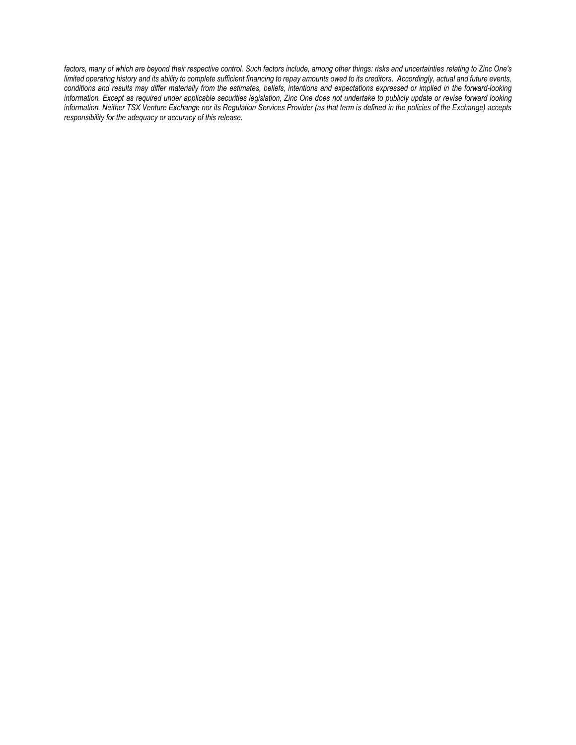*factors, many of which are beyond their respective control. Such factors include, among other things: risks and uncertainties relating to Zinc One's limited operating history and its ability to complete sufficient financing to repay amounts owed to its creditors. Accordingly, actual and future events, conditions and results may differ materially from the estimates, beliefs, intentions and expectations expressed or implied in the forward-looking information. Except as required under applicable securities legislation, Zinc One does not undertake to publicly update or revise forward looking information. Neither TSX Venture Exchange nor its Regulation Services Provider (as that term is defined in the policies of the Exchange) accepts responsibility for the adequacy or accuracy of this release.*